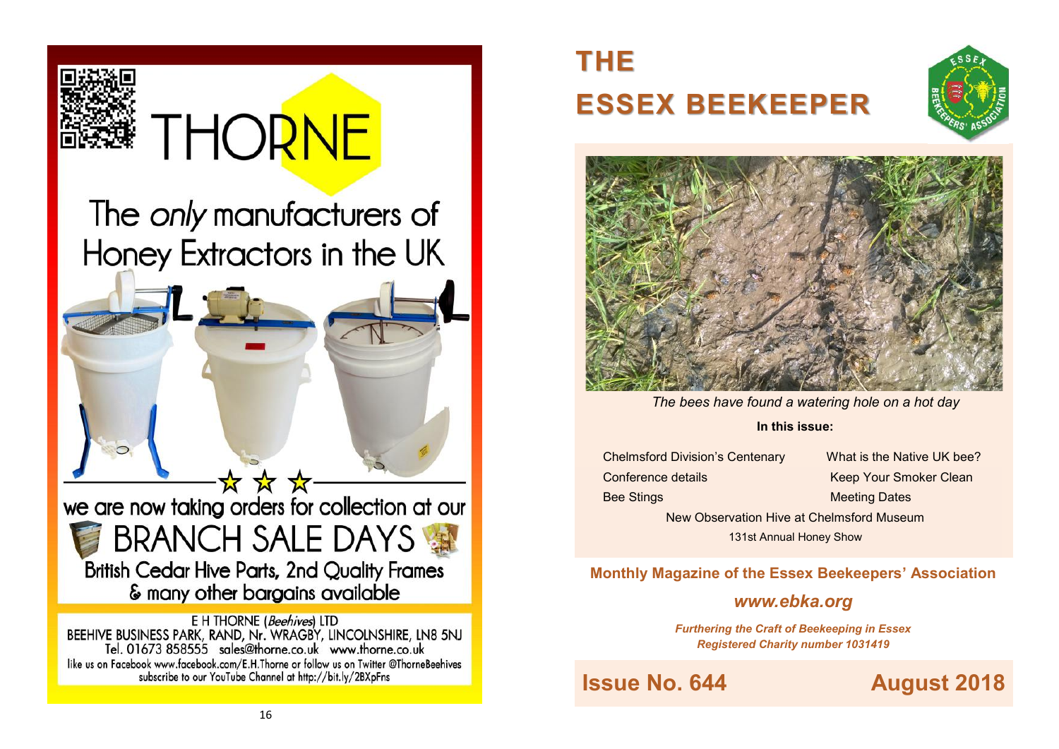# THORNE

## The *only* manufacturers of Honey Extractors in the UK

★ ★ ★

we are now taking orders for collection at our

## BRANCH SALE DAYS

British Cedar Hive Parts, 2nd Quality Frames & many other bargains available

E H THORNE (*Beehives*) LTD
BEEHIVE BUSINESS PARK, RAND, Nr. WRAGBY, LINCOLNSHIRE, LN8 5NJ
Tel. 01673 858555 sales@thorne.co.uk www.thorne.co.uk
like us on Facebook www.facebook.com/E.H.Thorne or follow us on Twitter @ThorneBeehives
subscribe to our YouTube Channel at http://bit.ly/2BXpFns

# THE ESSEX BEEKEEPER

*The bees have found a watering hole on a hot day*

**In this issue:**

- Chelmsford Division's Centenary
- Conference details
- Bee Stings
- What is the Native UK bee?
- Keep Your Smoker Clean
- Meeting Dates
- New Observation Hive at Chelmsford Museum
- 131st Annual Honey Show

**Monthly Magazine of the Essex Beekeepers' Association**

***www.ebka.org***

***Furthering the Craft of Beekeeping in Essex***
***Registered Charity number 1031419***

**Issue No. 644** **August 2018**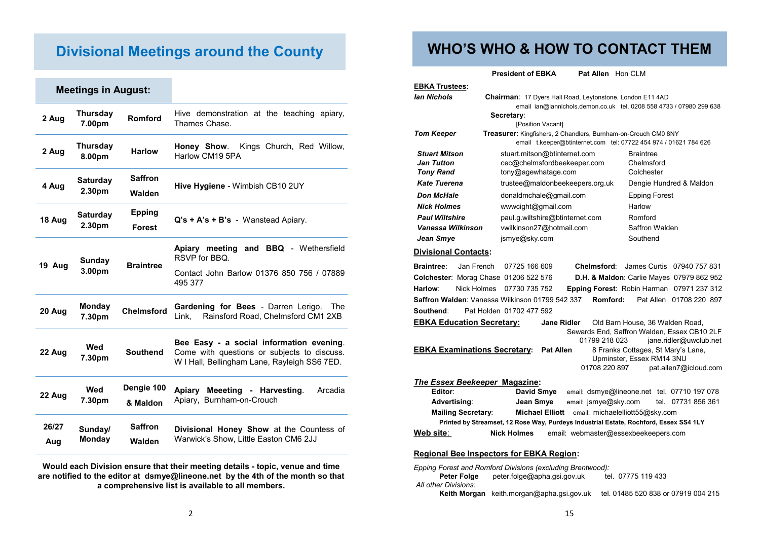# Divisional Meetings around the County

| Meetings in August: | | | |
|---|---|---|---|
| 2 Aug | Thursday 7.00pm | Romford | Hive demonstration at the teaching apiary, Thames Chase. |
| 2 Aug | Thursday 8.00pm | Harlow | **Honey Show**. Kings Church, Red Willow, Harlow CM19 5PA |
| 4 Aug | Saturday 2.30pm | Saffron Walden | **Hive Hygiene** - Wimbish CB10 2UY |
| 18 Aug | Saturday 2.30pm | Epping Forest | **Q's + A's + B's** - Wanstead Apiary. |
| 19 Aug | Sunday 3.00pm | Braintree | **Apiary meeting and BBQ** - Wethersfield RSVP for BBQ. Contact John Barlow 01376 850 756 / 07889 495 377 |
| 20 Aug | Monday 7.30pm | Chelmsford | **Gardening for Bees** - Darren Lerigo. The Link, Rainsford Road, Chelmsford CM1 2XB |
| 22 Aug | Wed 7.30pm | Southend | **Bee Easy - a social information evening**. Come with questions or subjects to discuss. W I Hall, Bellingham Lane, Rayleigh SS6 7ED. |
| 22 Aug | Wed 7.30pm | Dengie 100 & Maldon | **Apiary Meeeting - Harvesting**. Arcadia Apiary, Burnham-on-Crouch |
| 26/27 Aug | Sunday/ Monday | Saffron Walden | **Divisional Honey Show** at the Countess of Warwick's Show, Little Easton CM6 2JJ |

**Would each Division ensure that their meeting details - topic, venue and time are notified to the editor at dsmye@lineone.net by the 4th of the month so that a comprehensive list is available to all members.**

# WHO'S WHO & HOW TO CONTACT THEM

**President of EBKA** **Pat Allen** Hon CLM

**EBKA Trustees:**

***Ian Nichols*** **Chairman**: 17 Dyers Hall Road, Leytonstone, London E11 4AD
email ian@iannichols.demon.co.uk tel. 0208 558 4733 / 07980 299 638

**Secretary**:
[Position Vacant]

***Tom Keeper*** **Treasurer**: Kingfishers, 2 Chandlers, Burnham-on-Crouch CM0 8NY
email t.keeper@btinternet.com tel: 07722 454 974 / 01621 784 626

| | | |
|---|---|---|
| ***Stuart Mitson*** | stuart.mitson@btinternet.com | Braintree |
| ***Jan Tutton*** | cec@chelmsfordbeekeeper.com | Chelmsford |
| ***Tony Rand*** | tony@agewhatage.com | Colchester |
| ***Kate Tuerena*** | trustee@maldonbeekeepers.org.uk | Dengie Hundred & Maldon |
| ***Don McHale*** | donaldmchale@gmail.com | Epping Forest |
| ***Nick Holmes*** | wwwcight@gmail.com | Harlow |
| ***Paul Wiltshire*** | paul.g.wiltshire@btinternet.com | Romford |
| ***Vanessa Wilkinson*** | vwilkinson27@hotmail.com | Saffron Walden |
| ***Jean Smye*** | jsmye@sky.com | Southend |

**Divisional Contacts:**

**Braintree**: Jan French 07725 166 609
**Chelmsford**: James Curtis 07940 757 831
**Colchester**: Morag Chase 01206 522 576
**D.H. & Maldon**: Carlie Mayes 07979 862 952
**Harlow**: Nick Holmes 07730 735 752
**Epping Forest**: Robin Harman 07971 237 312
**Saffron Walden**: Vanessa Wilkinson 01799 542 337
**Romford:** Pat Allen 01708 220 897
**Southend**: Pat Holden 01702 477 592

**EBKA Education Secretary:** **Jane Ridler** Old Barn House, 36 Walden Road, Sewards End, Saffron Walden, Essex CB10 2LF
01799 218 023 jane.ridler@uwclub.net

**EBKA Examinations Secretary:** **Pat Allen** 8 Franks Cottages, St Mary's Lane, Upminster, Essex RM14 3NU
01708 220 897 pat.allen7@icloud.com

***The Essex Beekeeper* Magazine:**

**Editor**: **David Smye** email: dsmye@lineone.net tel. 07710 197 078
**Advertising**: **Jean Smye** email: jsmye@sky.com tel. 07731 856 361
**Mailing Secretary**: **Michael Elliott** email: michaelelliott55@sky.com

**Printed by Streamset, 12 Rose Way, Purdeys Industrial Estate, Rochford, Essex SS4 1LY**

**Web site**: **Nick Holmes** email: webmaster@essexbeekeepers.com

**Regional Bee Inspectors for EBKA Region:**

*Epping Forest and Romford Divisions (excluding Brentwood):*
**Peter Folge** peter.folge@apha.gsi.gov.uk tel. 07775 119 433

*All other Divisions:*
**Keith Morgan** keith.morgan@apha.gsi.gov.uk tel. 01485 520 838 or 07919 004 215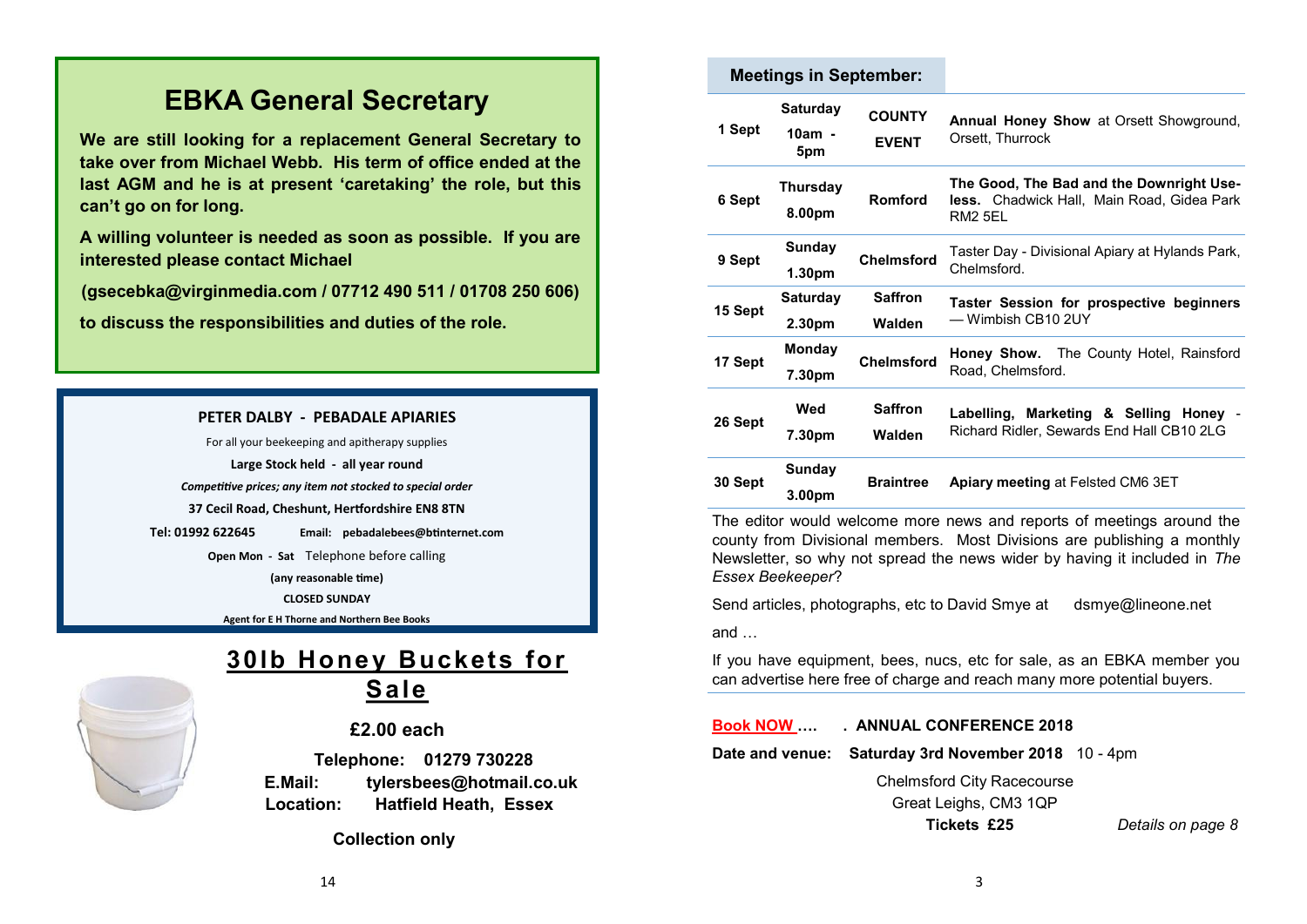## EBKA General Secretary

**We are still looking for a replacement General Secretary to take over from Michael Webb. His term of office ended at the last AGM and he is at present 'caretaking' the role, but this can't go on for long.**

**A willing volunteer is needed as soon as possible. If you are interested please contact Michael**

**(gsecebka@virginmedia.com / 07712 490 511 / 01708 250 606)**

**to discuss the responsibilities and duties of the role.**

**PETER DALBY - PEBADALE APIARIES**

For all your beekeeping and apitherapy supplies

**Large Stock held - all year round**

***Competitive prices; any item not stocked to special order***

**37 Cecil Road, Cheshunt, Hertfordshire EN8 8TN**

**Tel: 01992 622645** **Email: pebadalebees@btinternet.com**

**Open Mon - Sat** Telephone before calling

**(any reasonable time)**

**CLOSED SUNDAY**

**Agent for E H Thorne and Northern Bee Books**

## 30lb Honey Buckets for Sale

**£2.00 each**

**Telephone: 01279 730228**
**E.Mail: tylersbees@hotmail.co.uk**
**Location: Hatfield Heath, Essex**

**Collection only**

### Meetings in September:

| | | | |
|---|---|---|---|
| **1 Sept** | **Saturday 10am - 5pm** | **COUNTY EVENT** | **Annual Honey Show** at Orsett Showground, Orsett, Thurrock |
| **6 Sept** | **Thursday 8.00pm** | **Romford** | **The Good, The Bad and the Downright Useless.** Chadwick Hall, Main Road, Gidea Park RM2 5EL |
| **9 Sept** | **Sunday 1.30pm** | **Chelmsford** | Taster Day - Divisional Apiary at Hylands Park, Chelmsford. |
| **15 Sept** | **Saturday 2.30pm** | **Saffron Walden** | **Taster Session for prospective beginners** — Wimbish CB10 2UY |
| **17 Sept** | **Monday 7.30pm** | **Chelmsford** | **Honey Show.** The County Hotel, Rainsford Road, Chelmsford. |
| **26 Sept** | **Wed 7.30pm** | **Saffron Walden** | **Labelling, Marketing & Selling Honey** - Richard Ridler, Sewards End Hall CB10 2LG |
| **30 Sept** | **Sunday 3.00pm** | **Braintree** | **Apiary meeting** at Felsted CM6 3ET |

The editor would welcome more news and reports of meetings around the county from Divisional members. Most Divisions are publishing a monthly Newsletter, so why not spread the news wider by having it included in *The Essex Beekeeper*?

Send articles, photographs, etc to David Smye at dsmye@lineone.net

and …

If you have equipment, bees, nucs, etc for sale, as an EBKA member you can advertise here free of charge and reach many more potential buyers.

**Book NOW ….** **. ANNUAL CONFERENCE 2018**

**Date and venue:** **Saturday 3rd November 2018** 10 - 4pm

Chelmsford City Racecourse
Great Leighs, CM3 1QP
**Tickets £25**

*Details on page 8*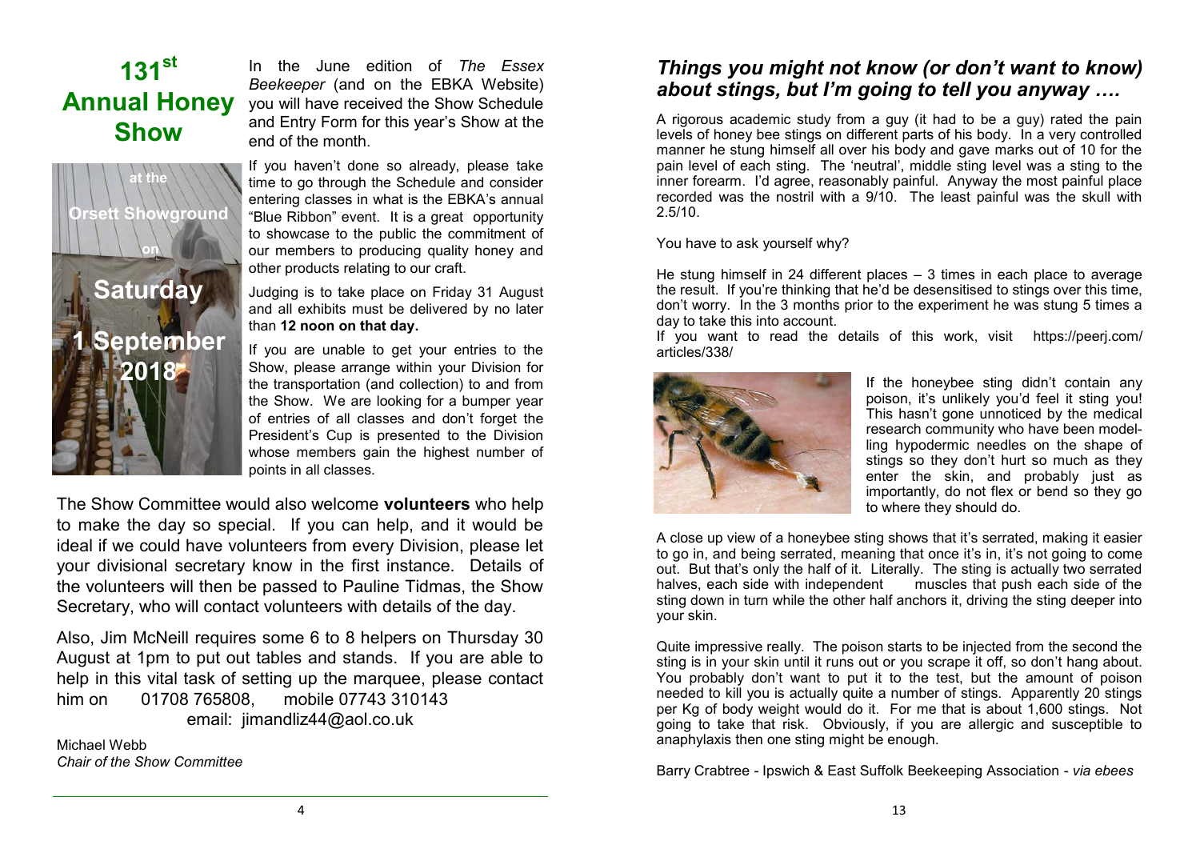# 131st Annual Honey Show

at the Orsett Showground on Saturday 1 September 2018

In the June edition of *The Essex Beekeeper* (and on the EBKA Website) you will have received the Show Schedule and Entry Form for this year's Show at the end of the month.

If you haven't done so already, please take time to go through the Schedule and consider entering classes in what is the EBKA's annual "Blue Ribbon" event. It is a great opportunity to showcase to the public the commitment of our members to producing quality honey and other products relating to our craft.

Judging is to take place on Friday 31 August and all exhibits must be delivered by no later than **12 noon on that day.**

If you are unable to get your entries to the Show, please arrange within your Division for the transportation (and collection) to and from the Show. We are looking for a bumper year of entries of all classes and don't forget the President's Cup is presented to the Division whose members gain the highest number of points in all classes.

The Show Committee would also welcome **volunteers** who help to make the day so special. If you can help, and it would be ideal if we could have volunteers from every Division, please let your divisional secretary know in the first instance. Details of the volunteers will then be passed to Pauline Tidmas, the Show Secretary, who will contact volunteers with details of the day.

Also, Jim McNeill requires some 6 to 8 helpers on Thursday 30 August at 1pm to put out tables and stands. If you are able to help in this vital task of setting up the marquee, please contact him on 01708 765808, mobile 07743 310143 email: jimandliz44@aol.co.uk

Michael Webb
*Chair of the Show Committee*

## *Things you might not know (or don't want to know) about stings, but I'm going to tell you anyway ….*

A rigorous academic study from a guy (it had to be a guy) rated the pain levels of honey bee stings on different parts of his body. In a very controlled manner he stung himself all over his body and gave marks out of 10 for the pain level of each sting. The 'neutral', middle sting level was a sting to the inner forearm. I'd agree, reasonably painful. Anyway the most painful place recorded was the nostril with a 9/10. The least painful was the skull with 2.5/10.

You have to ask yourself why?

He stung himself in 24 different places – 3 times in each place to average the result. If you're thinking that he'd be desensitised to stings over this time, don't worry. In the 3 months prior to the experiment he was stung 5 times a day to take this into account.
If you want to read the details of this work, visit https://peerj.com/articles/338/

If the honeybee sting didn't contain any poison, it's unlikely you'd feel it sting you! This hasn't gone unnoticed by the medical research community who have been modelling hypodermic needles on the shape of stings so they don't hurt so much as they enter the skin, and probably just as importantly, do not flex or bend so they go to where they should do.

A close up view of a honeybee sting shows that it's serrated, making it easier to go in, and being serrated, meaning that once it's in, it's not going to come out. But that's only the half of it. Literally. The sting is actually two serrated halves, each side with independent muscles that push each side of the sting down in turn while the other half anchors it, driving the sting deeper into your skin.

Quite impressive really. The poison starts to be injected from the second the sting is in your skin until it runs out or you scrape it off, so don't hang about. You probably don't want to put it to the test, but the amount of poison needed to kill you is actually quite a number of stings. Apparently 20 stings per Kg of body weight would do it. For me that is about 1,600 stings. Not going to take that risk. Obviously, if you are allergic and susceptible to anaphylaxis then one sting might be enough.

Barry Crabtree - Ipswich & East Suffolk Beekeeping Association - *via ebees*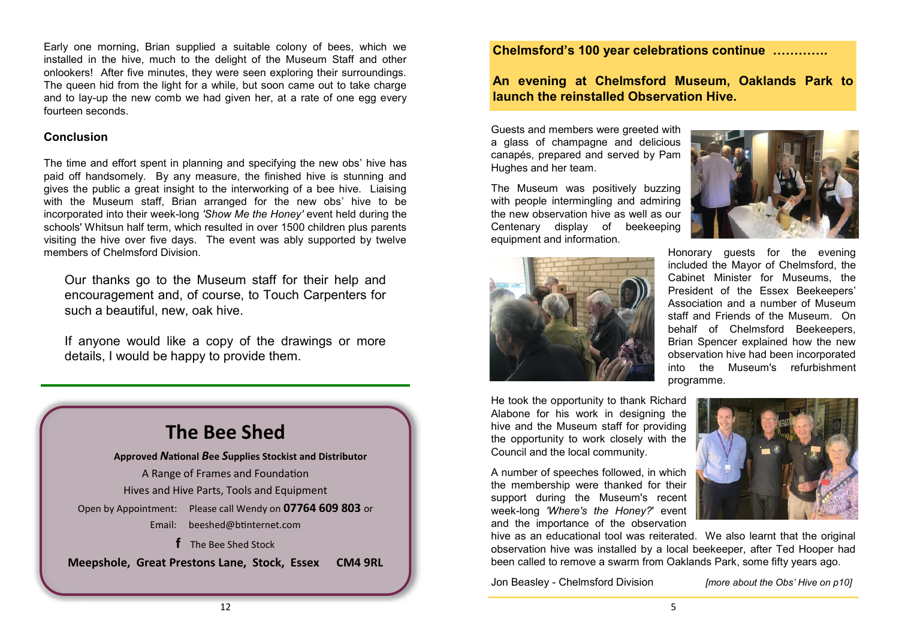Early one morning, Brian supplied a suitable colony of bees, which we installed in the hive, much to the delight of the Museum Staff and other onlookers! After five minutes, they were seen exploring their surroundings. The queen hid from the light for a while, but soon came out to take charge and to lay-up the new comb we had given her, at a rate of one egg every fourteen seconds.

### Conclusion

The time and effort spent in planning and specifying the new obs' hive has paid off handsomely. By any measure, the finished hive is stunning and gives the public a great insight to the interworking of a bee hive. Liaising with the Museum staff, Brian arranged for the new obs' hive to be incorporated into their week-long *'Show Me the Honey'* event held during the schools' Whitsun half term, which resulted in over 1500 children plus parents visiting the hive over five days. The event was ably supported by twelve members of Chelmsford Division.

Our thanks go to the Museum staff for their help and encouragement and, of course, to Touch Carpenters for such a beautiful, new, oak hive.

If anyone would like a copy of the drawings or more details, I would be happy to provide them.

---

## The Bee Shed

**Approved *N*ational *B*ee *S*upplies Stockist and Distributor**

A Range of Frames and Foundation

Hives and Hive Parts, Tools and Equipment

Open by Appointment: Please call Wendy on **07764 609 803** or

Email: beeshed@btinternet.com

f The Bee Shed Stock

**Meepshole, Great Prestons Lane, Stock, Essex CM4 9RL**

---

## Chelmsford's 100 year celebrations continue ………….

## An evening at Chelmsford Museum, Oaklands Park to launch the reinstalled Observation Hive.

Guests and members were greeted with a glass of champagne and delicious canapés, prepared and served by Pam Hughes and her team.

The Museum was positively buzzing with people intermingling and admiring the new observation hive as well as our Centenary display of beekeeping equipment and information.

Honorary guests for the evening included the Mayor of Chelmsford, the Cabinet Minister for Museums, the President of the Essex Beekeepers' Association and a number of Museum staff and Friends of the Museum. On behalf of Chelmsford Beekeepers, Brian Spencer explained how the new observation hive had been incorporated into the Museum's refurbishment programme.

He took the opportunity to thank Richard Alabone for his work in designing the hive and the Museum staff for providing the opportunity to work closely with the Council and the local community.

A number of speeches followed, in which the membership were thanked for their support during the Museum's recent week-long *'Where's the Honey?'* event and the importance of the observation hive as an educational tool was reiterated. We also learnt that the original observation hive was installed by a local beekeeper, after Ted Hooper had been called to remove a swarm from Oaklands Park, some fifty years ago.

Jon Beasley - Chelmsford Division

*[more about the Obs' Hive on p10]*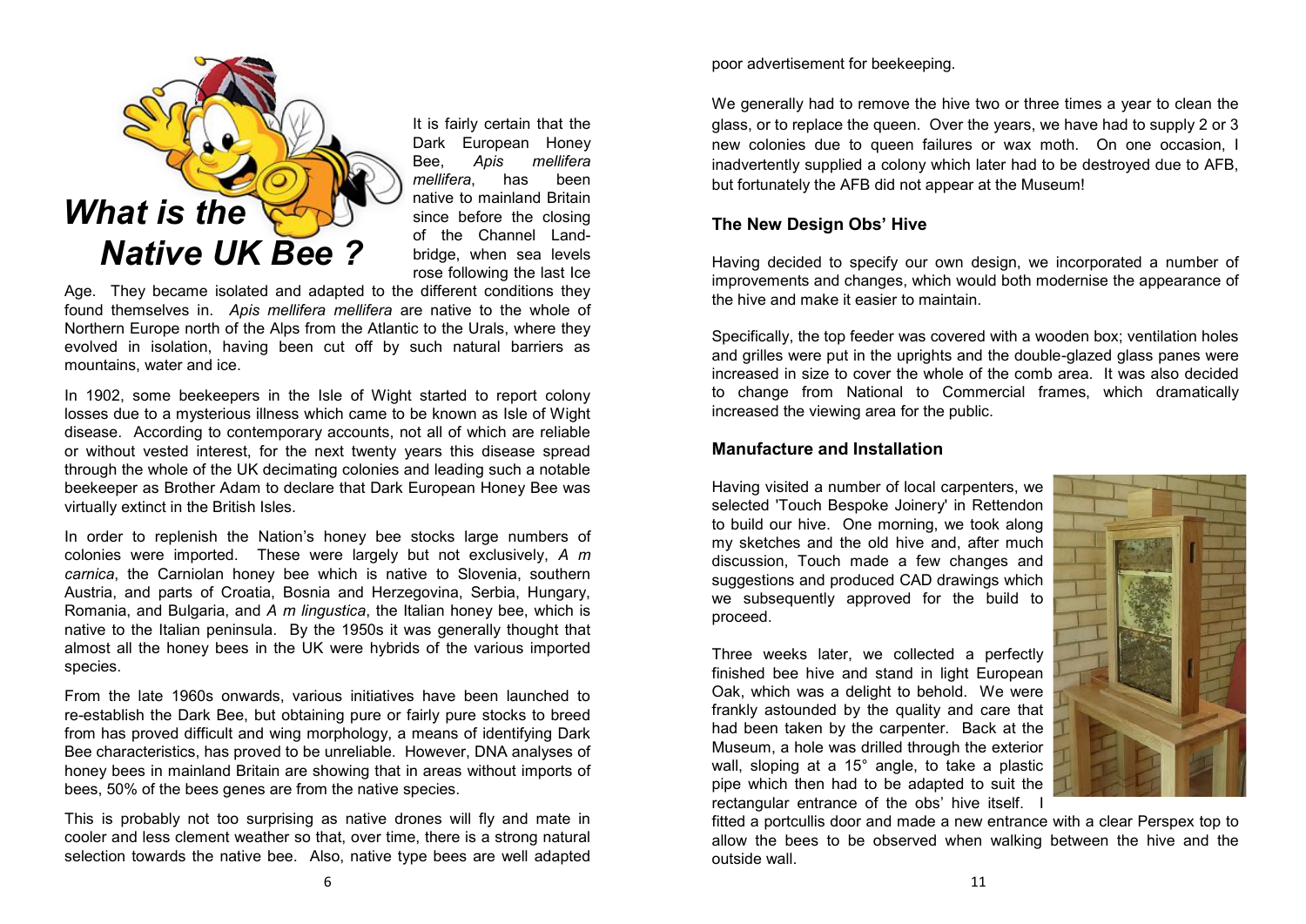# *What is the Native UK Bee ?*

It is fairly certain that the Dark European Honey Bee, *Apis mellifera mellifera*, has been native to mainland Britain since before the closing of the Channel Land-bridge, when sea levels rose following the last Ice Age. They became isolated and adapted to the different conditions they found themselves in. *Apis mellifera mellifera* are native to the whole of Northern Europe north of the Alps from the Atlantic to the Urals, where they evolved in isolation, having been cut off by such natural barriers as mountains, water and ice.

In 1902, some beekeepers in the Isle of Wight started to report colony losses due to a mysterious illness which came to be known as Isle of Wight disease. According to contemporary accounts, not all of which are reliable or without vested interest, for the next twenty years this disease spread through the whole of the UK decimating colonies and leading such a notable beekeeper as Brother Adam to declare that Dark European Honey Bee was virtually extinct in the British Isles.

In order to replenish the Nation's honey bee stocks large numbers of colonies were imported. These were largely but not exclusively, *A m carnica*, the Carniolan honey bee which is native to Slovenia, southern Austria, and parts of Croatia, Bosnia and Herzegovina, Serbia, Hungary, Romania, and Bulgaria, and *A m lingustica*, the Italian honey bee, which is native to the Italian peninsula. By the 1950s it was generally thought that almost all the honey bees in the UK were hybrids of the various imported species.

From the late 1960s onwards, various initiatives have been launched to re-establish the Dark Bee, but obtaining pure or fairly pure stocks to breed from has proved difficult and wing morphology, a means of identifying Dark Bee characteristics, has proved to be unreliable. However, DNA analyses of honey bees in mainland Britain are showing that in areas without imports of bees, 50% of the bees genes are from the native species.

This is probably not too surprising as native drones will fly and mate in cooler and less clement weather so that, over time, there is a strong natural selection towards the native bee. Also, native type bees are well adapted

poor advertisement for beekeeping.

We generally had to remove the hive two or three times a year to clean the glass, or to replace the queen. Over the years, we have had to supply 2 or 3 new colonies due to queen failures or wax moth. On one occasion, I inadvertently supplied a colony which later had to be destroyed due to AFB, but fortunately the AFB did not appear at the Museum!

### The New Design Obs' Hive

Having decided to specify our own design, we incorporated a number of improvements and changes, which would both modernise the appearance of the hive and make it easier to maintain.

Specifically, the top feeder was covered with a wooden box; ventilation holes and grilles were put in the uprights and the double-glazed glass panes were increased in size to cover the whole of the comb area. It was also decided to change from National to Commercial frames, which dramatically increased the viewing area for the public.

### Manufacture and Installation

Having visited a number of local carpenters, we selected 'Touch Bespoke Joinery' in Rettendon to build our hive. One morning, we took along my sketches and the old hive and, after much discussion, Touch made a few changes and suggestions and produced CAD drawings which we subsequently approved for the build to proceed.

Three weeks later, we collected a perfectly finished bee hive and stand in light European Oak, which was a delight to behold. We were frankly astounded by the quality and care that had been taken by the carpenter. Back at the Museum, a hole was drilled through the exterior wall, sloping at a 15° angle, to take a plastic pipe which then had to be adapted to suit the rectangular entrance of the obs' hive itself. I fitted a portcullis door and made a new entrance with a clear Perspex top to allow the bees to be observed when walking between the hive and the outside wall.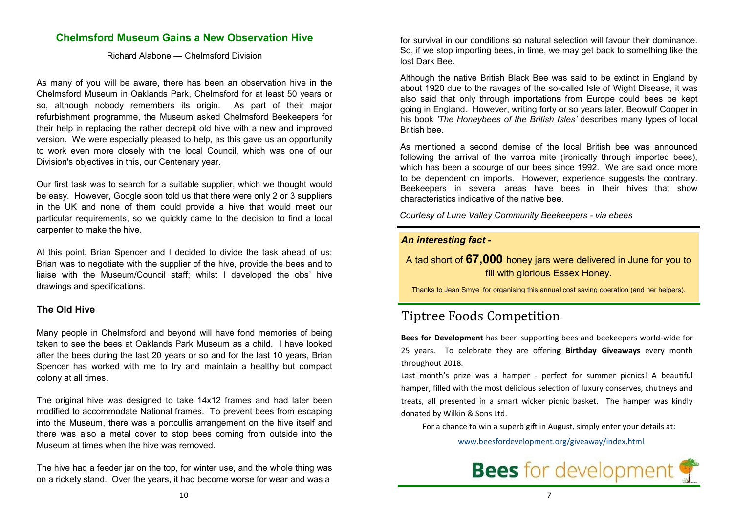## Chelmsford Museum Gains a New Observation Hive

Richard Alabone — Chelmsford Division

As many of you will be aware, there has been an observation hive in the Chelmsford Museum in Oaklands Park, Chelmsford for at least 50 years or so, although nobody remembers its origin. As part of their major refurbishment programme, the Museum asked Chelmsford Beekeepers for their help in replacing the rather decrepit old hive with a new and improved version. We were especially pleased to help, as this gave us an opportunity to work even more closely with the local Council, which was one of our Division's objectives in this, our Centenary year.

Our first task was to search for a suitable supplier, which we thought would be easy. However, Google soon told us that there were only 2 or 3 suppliers in the UK and none of them could provide a hive that would meet our particular requirements, so we quickly came to the decision to find a local carpenter to make the hive.

At this point, Brian Spencer and I decided to divide the task ahead of us: Brian was to negotiate with the supplier of the hive, provide the bees and to liaise with the Museum/Council staff; whilst I developed the obs' hive drawings and specifications.

### The Old Hive

Many people in Chelmsford and beyond will have fond memories of being taken to see the bees at Oaklands Park Museum as a child. I have looked after the bees during the last 20 years or so and for the last 10 years, Brian Spencer has worked with me to try and maintain a healthy but compact colony at all times.

The original hive was designed to take 14x12 frames and had later been modified to accommodate National frames. To prevent bees from escaping into the Museum, there was a portcullis arrangement on the hive itself and there was also a metal cover to stop bees coming from outside into the Museum at times when the hive was removed.

The hive had a feeder jar on the top, for winter use, and the whole thing was on a rickety stand. Over the years, it had become worse for wear and was a

for survival in our conditions so natural selection will favour their dominance. So, if we stop importing bees, in time, we may get back to something like the lost Dark Bee.

Although the native British Black Bee was said to be extinct in England by about 1920 due to the ravages of the so-called Isle of Wight Disease, it was also said that only through importations from Europe could bees be kept going in England. However, writing forty or so years later, Beowulf Cooper in his book *'The Honeybees of the British Isles'* describes many types of local British bee.

As mentioned a second demise of the local British bee was announced following the arrival of the varroa mite (ironically through imported bees), which has been a scourge of our bees since 1992. We are said once more to be dependent on imports. However, experience suggests the contrary. Beekeepers in several areas have bees in their hives that show characteristics indicative of the native bee.

*Courtesy of Lune Valley Community Beekeepers - via ebees*

***An interesting fact -***

A tad short of **67,000** honey jars were delivered in June for you to fill with glorious Essex Honey.

Thanks to Jean Smye for organising this annual cost saving operation (and her helpers).

## Tiptree Foods Competition

**Bees for Development** has been supporting bees and beekeepers world-wide for 25 years. To celebrate they are offering **Birthday Giveaways** every month throughout 2018.

Last month's prize was a hamper - perfect for summer picnics! A beautiful hamper, filled with the most delicious selection of luxury conserves, chutneys and treats, all presented in a smart wicker picnic basket. The hamper was kindly donated by Wilkin & Sons Ltd.

For a chance to win a superb gift in August, simply enter your details at:

www.beesfordevelopment.org/giveaway/index.html

**Bees** for development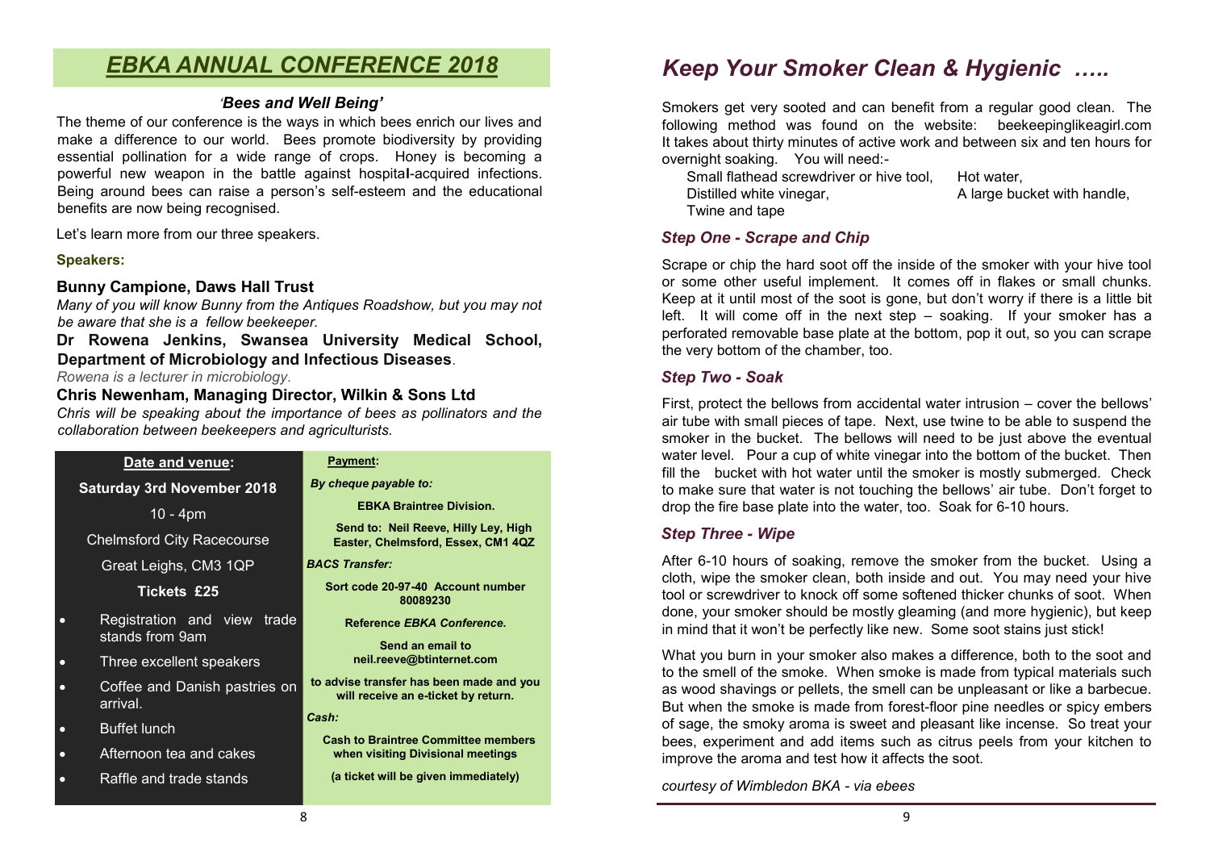# *EBKA ANNUAL CONFERENCE 2018*

*'Bees and Well Being'*

The theme of our conference is the ways in which bees enrich our lives and make a difference to our world. Bees promote biodiversity by providing essential pollination for a wide range of crops. Honey is becoming a powerful new weapon in the battle against hospital-acquired infections. Being around bees can raise a person's self-esteem and the educational benefits are now being recognised.

Let's learn more from our three speakers.

**Speakers:**

**Bunny Campione, Daws Hall Trust**

*Many of you will know Bunny from the Antiques Roadshow, but you may not be aware that she is a fellow beekeeper.*

**Dr Rowena Jenkins, Swansea University Medical School, Department of Microbiology and Infectious Diseases**.

*Rowena is a lecturer in microbiology*.

**Chris Newenham, Managing Director, Wilkin & Sons Ltd**

*Chris will be speaking about the importance of bees as pollinators and the collaboration between beekeepers and agriculturists.*

**Date and venue:**

**Saturday 3rd November 2018**

10 - 4pm

Chelmsford City Racecourse

Great Leighs, CM3 1QP

**Tickets £25**

- Registration and view trade stands from 9am
- Three excellent speakers
- Coffee and Danish pastries on arrival.
- Buffet lunch
- Afternoon tea and cakes
- Raffle and trade stands

**Payment:**

***By cheque payable to:***

**EBKA Braintree Division.**

**Send to: Neil Reeve, Hilly Ley, High Easter, Chelmsford, Essex, CM1 4QZ**

***BACS Transfer:***

**Sort code 20-97-40 Account number 80089230**

**Reference *EBKA Conference.***

**Send an email to neil.reeve@btinternet.com**

**to advise transfer has been made and you will receive an e-ticket by return.**

***Cash:***

**Cash to Braintree Committee members when visiting Divisional meetings**

**(a ticket will be given immediately)**

# *Keep Your Smoker Clean & Hygienic …..*

Smokers get very sooted and can benefit from a regular good clean. The following method was found on the website: beekeepinglikeagirl.com It takes about thirty minutes of active work and between six and ten hours for overnight soaking. You will need:-

- Small flathead screwdriver or hive tool,
- Hot water,
- Distilled white vinegar,
- A large bucket with handle,
- Twine and tape

### *Step One - Scrape and Chip*

Scrape or chip the hard soot off the inside of the smoker with your hive tool or some other useful implement. It comes off in flakes or small chunks. Keep at it until most of the soot is gone, but don't worry if there is a little bit left. It will come off in the next step – soaking. If your smoker has a perforated removable base plate at the bottom, pop it out, so you can scrape the very bottom of the chamber, too.

### *Step Two - Soak*

First, protect the bellows from accidental water intrusion – cover the bellows' air tube with small pieces of tape. Next, use twine to be able to suspend the smoker in the bucket. The bellows will need to be just above the eventual water level. Pour a cup of white vinegar into the bottom of the bucket. Then fill the bucket with hot water until the smoker is mostly submerged. Check to make sure that water is not touching the bellows' air tube. Don't forget to drop the fire base plate into the water, too. Soak for 6-10 hours.

### *Step Three - Wipe*

After 6-10 hours of soaking, remove the smoker from the bucket. Using a cloth, wipe the smoker clean, both inside and out. You may need your hive tool or screwdriver to knock off some softened thicker chunks of soot. When done, your smoker should be mostly gleaming (and more hygienic), but keep in mind that it won't be perfectly like new. Some soot stains just stick!

What you burn in your smoker also makes a difference, both to the soot and to the smell of the smoke. When smoke is made from typical materials such as wood shavings or pellets, the smell can be unpleasant or like a barbecue. But when the smoke is made from forest-floor pine needles or spicy embers of sage, the smoky aroma is sweet and pleasant like incense. So treat your bees, experiment and add items such as citrus peels from your kitchen to improve the aroma and test how it affects the soot.

*courtesy of Wimbledon BKA - via ebees*